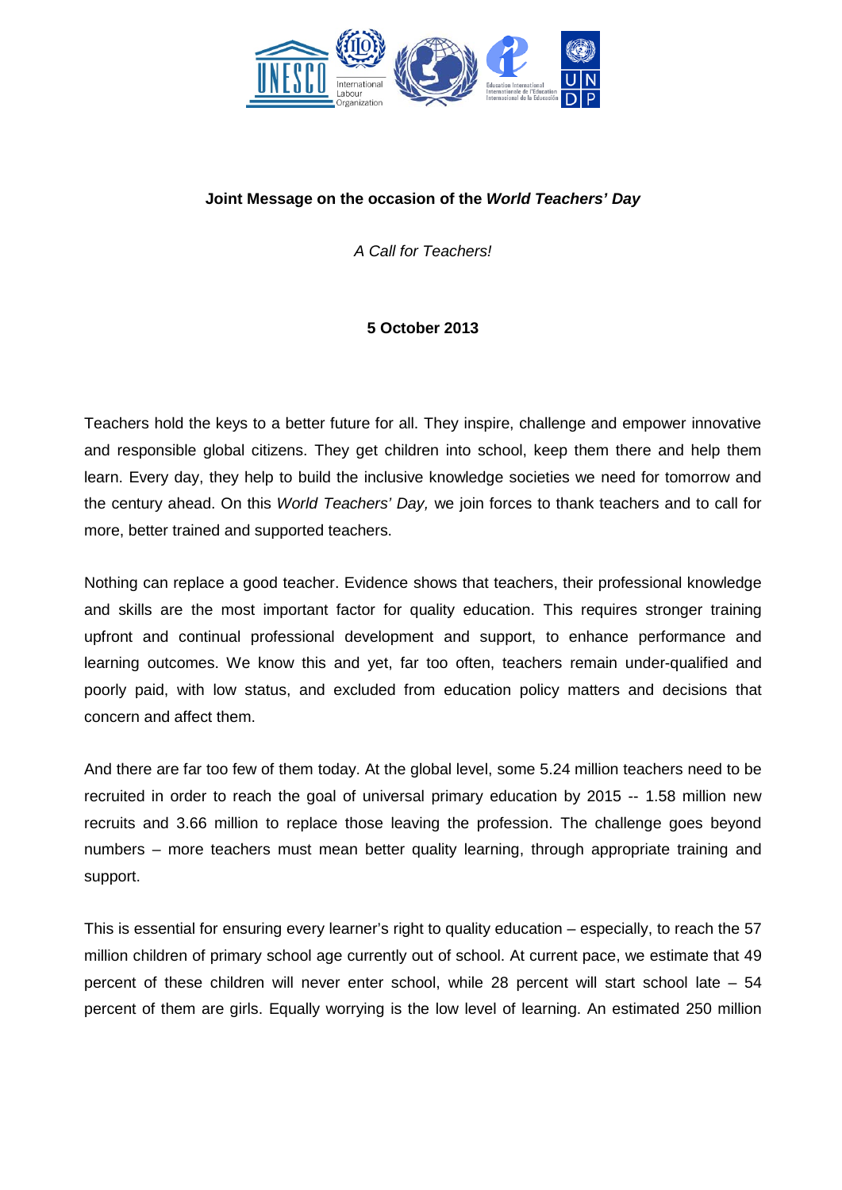**Joint Message on the occasion of the *World Teachers' Day***

*A Call for Teachers!*

**5 October 2013**

Teachers hold the keys to a better future for all. They inspire, challenge and empower innovative and responsible global citizens. They get children into school, keep them there and help them learn. Every day, they help to build the inclusive knowledge societies we need for tomorrow and the century ahead. On this *World Teachers' Day,* we join forces to thank teachers and to call for more, better trained and supported teachers.

Nothing can replace a good teacher. Evidence shows that teachers, their professional knowledge and skills are the most important factor for quality education. This requires stronger training upfront and continual professional development and support, to enhance performance and learning outcomes. We know this and yet, far too often, teachers remain under-qualified and poorly paid, with low status, and excluded from education policy matters and decisions that concern and affect them.

And there are far too few of them today. At the global level, some 5.24 million teachers need to be recruited in order to reach the goal of universal primary education by 2015 -- 1.58 million new recruits and 3.66 million to replace those leaving the profession. The challenge goes beyond numbers – more teachers must mean better quality learning, through appropriate training and support.

This is essential for ensuring every learner's right to quality education – especially, to reach the 57 million children of primary school age currently out of school. At current pace, we estimate that 49 percent of these children will never enter school, while 28 percent will start school late – 54 percent of them are girls. Equally worrying is the low level of learning. An estimated 250 million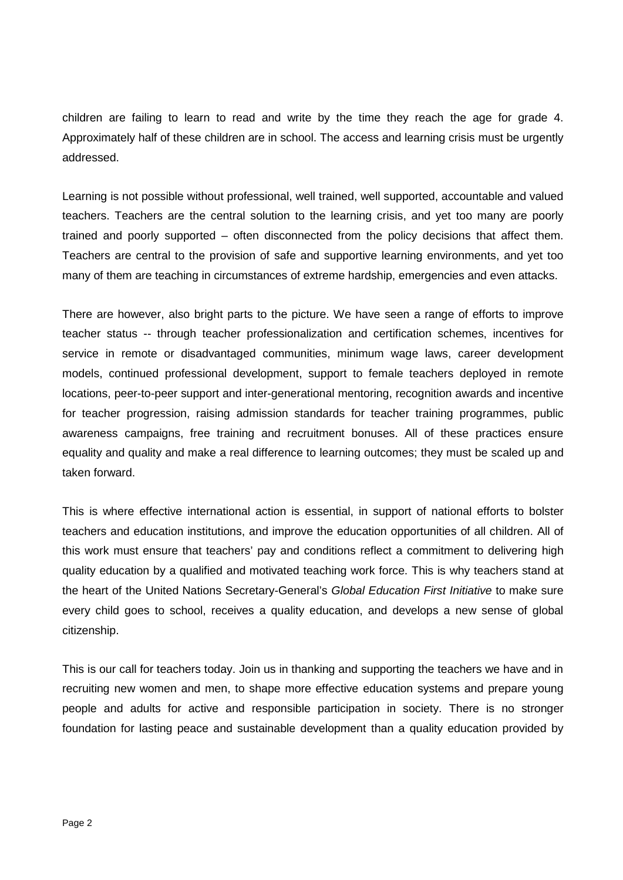children are failing to learn to read and write by the time they reach the age for grade 4. Approximately half of these children are in school. The access and learning crisis must be urgently addressed.

Learning is not possible without professional, well trained, well supported, accountable and valued teachers. Teachers are the central solution to the learning crisis, and yet too many are poorly trained and poorly supported – often disconnected from the policy decisions that affect them. Teachers are central to the provision of safe and supportive learning environments, and yet too many of them are teaching in circumstances of extreme hardship, emergencies and even attacks.

There are however, also bright parts to the picture. We have seen a range of efforts to improve teacher status -- through teacher professionalization and certification schemes, incentives for service in remote or disadvantaged communities, minimum wage laws, career development models, continued professional development, support to female teachers deployed in remote locations, peer-to-peer support and inter-generational mentoring, recognition awards and incentive for teacher progression, raising admission standards for teacher training programmes, public awareness campaigns, free training and recruitment bonuses. All of these practices ensure equality and quality and make a real difference to learning outcomes; they must be scaled up and taken forward.

This is where effective international action is essential, in support of national efforts to bolster teachers and education institutions, and improve the education opportunities of all children. All of this work must ensure that teachers' pay and conditions reflect a commitment to delivering high quality education by a qualified and motivated teaching work force. This is why teachers stand at the heart of the United Nations Secretary-General's *Global Education First Initiative* to make sure every child goes to school, receives a quality education, and develops a new sense of global citizenship.

This is our call for teachers today. Join us in thanking and supporting the teachers we have and in recruiting new women and men, to shape more effective education systems and prepare young people and adults for active and responsible participation in society. There is no stronger foundation for lasting peace and sustainable development than a quality education provided by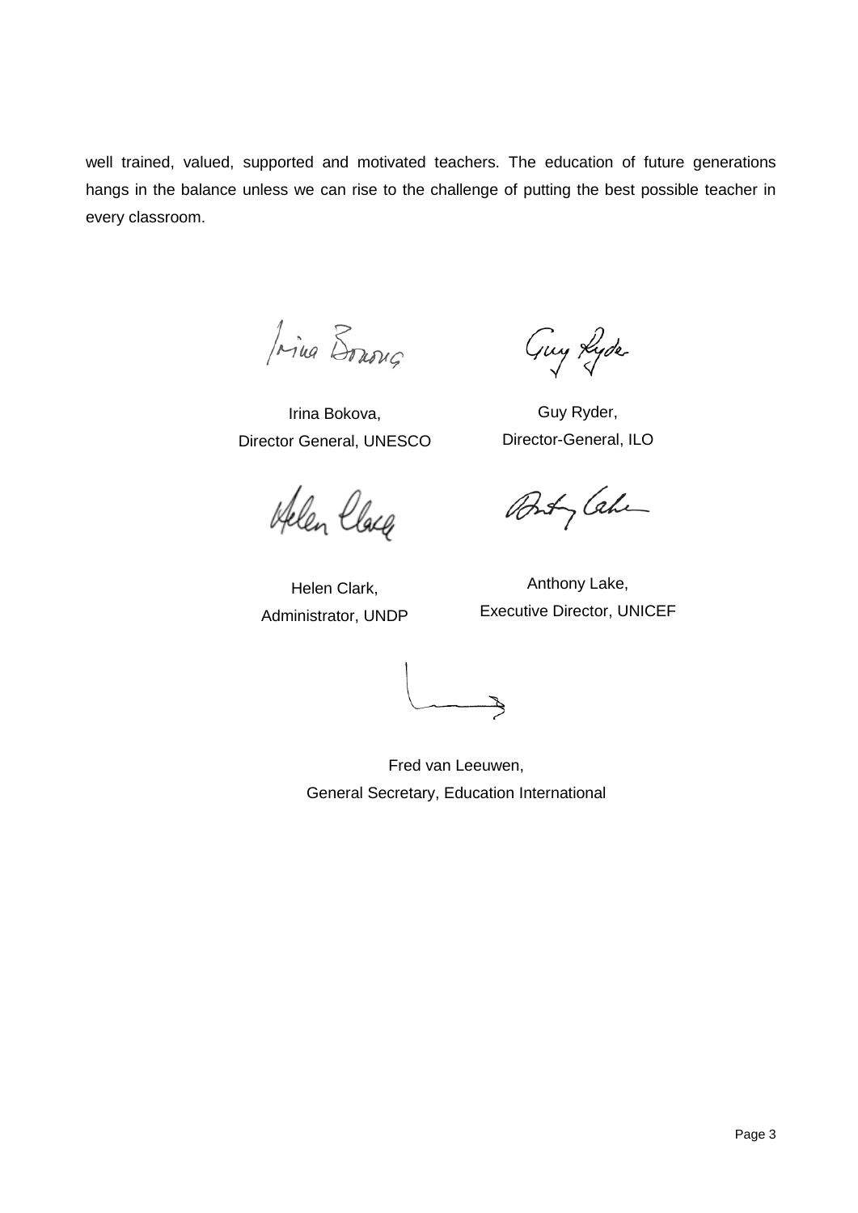well trained, valued, supported and motivated teachers. The education of future generations hangs in the balance unless we can rise to the challenge of putting the best possible teacher in every classroom.

Irina Bokova,
Director General, UNESCO

Guy Ryder,
Director-General, ILO

Helen Clark,
Administrator, UNDP

Anthony Lake,
Executive Director, UNICEF

Fred van Leeuwen,
General Secretary, Education International